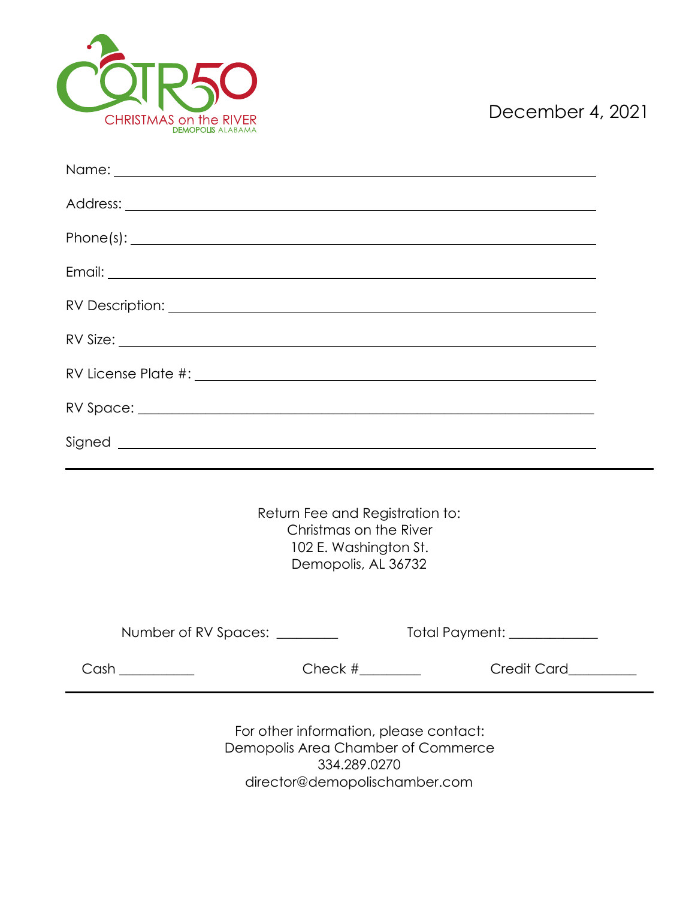COTR50
CHRISTMAS on the RIVER
DEMOPOLIS ALABAMA

December 4, 2021

Name: ____________________________________________

Address: ____________________________________________

Phone(s): ____________________________________________

Email: ____________________________________________

RV Description: ____________________________________________

RV Size: ____________________________________________

RV License Plate #: ____________________________________________

RV Space: ____________________________________________

Signed ____________________________________________

---

Return Fee and Registration to:
Christmas on the River
102 E. Washington St.
Demopolis, AL 36732

Number of RV Spaces: _________ Total Payment: _____________

Cash ___________ Check #_________ Credit Card__________

---

For other information, please contact:
Demopolis Area Chamber of Commerce
334.289.0270
director@demopolischamber.com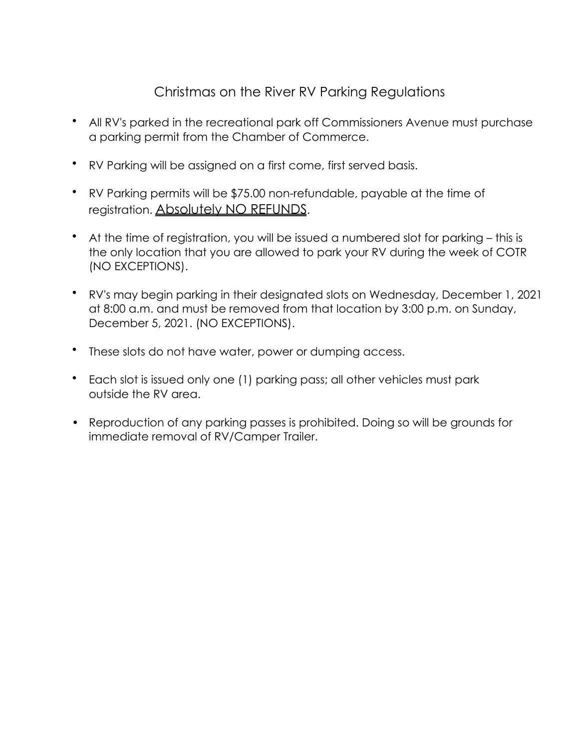# Christmas on the River RV Parking Regulations

- All RV's parked in the recreational park off Commissioners Avenue must purchase a parking permit from the Chamber of Commerce.
- RV Parking will be assigned on a first come, first served basis.
- RV Parking permits will be $75.00 non-refundable, payable at the time of registration. <u>Absolutely NO REFUNDS</u>.
- At the time of registration, you will be issued a numbered slot for parking – this is the only location that you are allowed to park your RV during the week of COTR (NO EXCEPTIONS).
- RV's may begin parking in their designated slots on Wednesday, December 1, 2021 at 8:00 a.m. and must be removed from that location by 3:00 p.m. on Sunday, December 5, 2021. (NO EXCEPTIONS).
- These slots do not have water, power or dumping access.
- Each slot is issued only one (1) parking pass; all other vehicles must park outside the RV area.
- Reproduction of any parking passes is prohibited. Doing so will be grounds for immediate removal of RV/Camper Trailer.